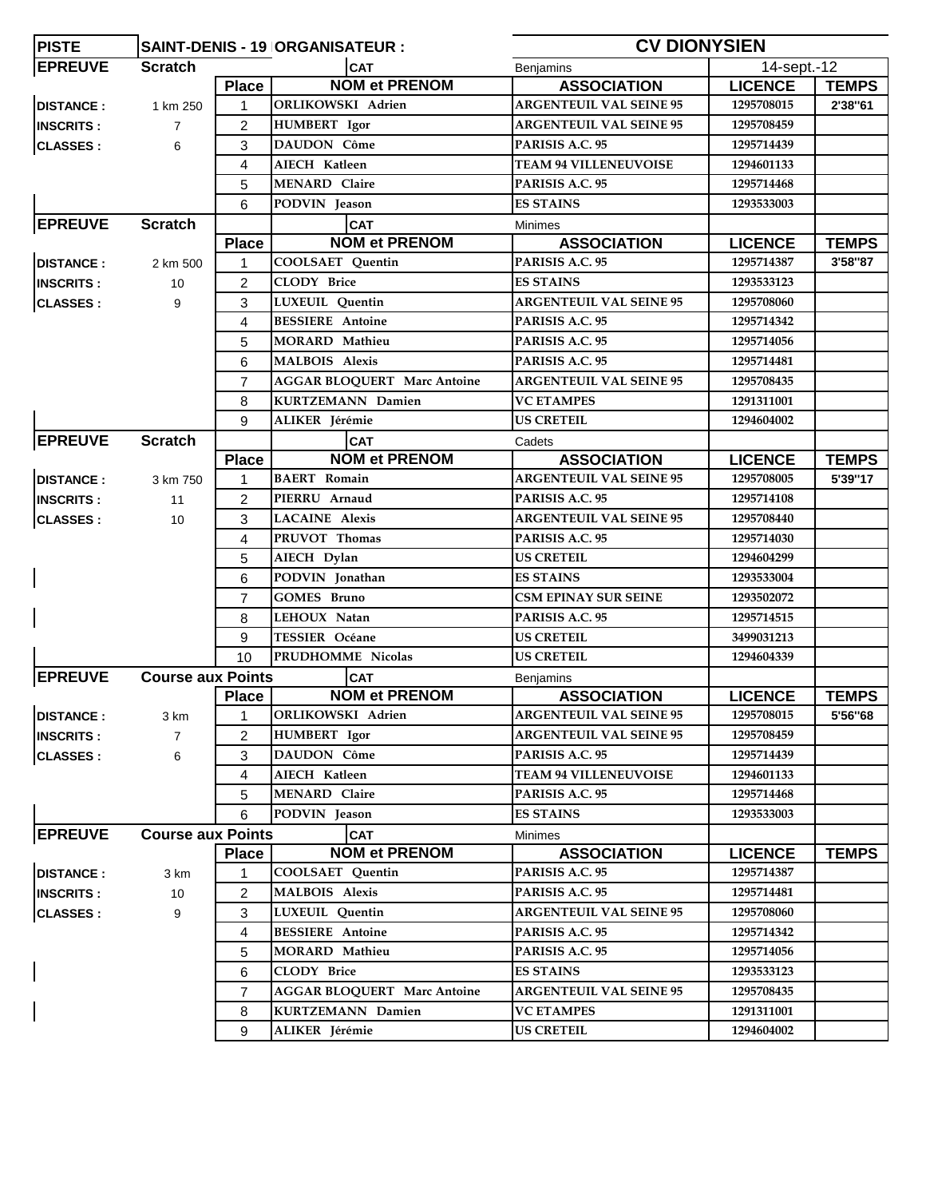| PISTE | SAINT-DENIS - 19 | | ORGANISATEUR : | CV DIONYSIEN | | |
|---|---|---|---|---|---|---|
| EPREUVE | Scratch | | CAT | Benjamins | 14-sept.-12 | |
| | | Place | NOM et PRENOM | ASSOCIATION | LICENCE | TEMPS |
| DISTANCE : | 1 km 250 | 1 | ORLIKOWSKI Adrien | ARGENTEUIL VAL SEINE 95 | 1295708015 | 2'38"61 |
| INSCRITS : | 7 | 2 | HUMBERT Igor | ARGENTEUIL VAL SEINE 95 | 1295708459 | |
| CLASSES : | 6 | 3 | DAUDON Côme | PARISIS A.C. 95 | 1295714439 | |
| | | 4 | AIECH Katleen | TEAM 94 VILLENEUVOISE | 1294601133 | |
| | | 5 | MENARD Claire | PARISIS A.C. 95 | 1295714468 | |
| | | 6 | PODVIN Jeason | ES STAINS | 1293533003 | |
| EPREUVE | Scratch | | CAT | Minimes | | |
| | | Place | NOM et PRENOM | ASSOCIATION | LICENCE | TEMPS |
| DISTANCE : | 2 km 500 | 1 | COOLSAET Quentin | PARISIS A.C. 95 | 1295714387 | 3'58"87 |
| INSCRITS : | 10 | 2 | CLODY Brice | ES STAINS | 1293533123 | |
| CLASSES : | 9 | 3 | LUXEUIL Quentin | ARGENTEUIL VAL SEINE 95 | 1295708060 | |
| | | 4 | BESSIERE Antoine | PARISIS A.C. 95 | 1295714342 | |
| | | 5 | MORARD Mathieu | PARISIS A.C. 95 | 1295714056 | |
| | | 6 | MALBOIS Alexis | PARISIS A.C. 95 | 1295714481 | |
| | | 7 | AGGAR BLOQUERT Marc Antoine | ARGENTEUIL VAL SEINE 95 | 1295708435 | |
| | | 8 | KURTZEMANN Damien | VC ETAMPES | 1291311001 | |
| | | 9 | ALIKER Jérémie | US CRETEIL | 1294604002 | |
| EPREUVE | Scratch | | CAT | Cadets | | |
| | | Place | NOM et PRENOM | ASSOCIATION | LICENCE | TEMPS |
| DISTANCE : | 3 km 750 | 1 | BAERT Romain | ARGENTEUIL VAL SEINE 95 | 1295708005 | 5'39"17 |
| INSCRITS : | 11 | 2 | PIERRU Arnaud | PARISIS A.C. 95 | 1295714108 | |
| CLASSES : | 10 | 3 | LACAINE Alexis | ARGENTEUIL VAL SEINE 95 | 1295708440 | |
| | | 4 | PRUVOT Thomas | PARISIS A.C. 95 | 1295714030 | |
| | | 5 | AIECH Dylan | US CRETEIL | 1294604299 | |
| | | 6 | PODVIN Jonathan | ES STAINS | 1293533004 | |
| | | 7 | GOMES Bruno | CSM EPINAY SUR SEINE | 1293502072 | |
| | | 8 | LEHOUX Natan | PARISIS A.C. 95 | 1295714515 | |
| | | 9 | TESSIER Océane | US CRETEIL | 3499031213 | |
| | | 10 | PRUDHOMME Nicolas | US CRETEIL | 1294604339 | |
| EPREUVE | Course aux Points | | CAT | Benjamins | | |
| | | Place | NOM et PRENOM | ASSOCIATION | LICENCE | TEMPS |
| DISTANCE : | 3 km | 1 | ORLIKOWSKI Adrien | ARGENTEUIL VAL SEINE 95 | 1295708015 | 5'56"68 |
| INSCRITS : | 7 | 2 | HUMBERT Igor | ARGENTEUIL VAL SEINE 95 | 1295708459 | |
| CLASSES : | 6 | 3 | DAUDON Côme | PARISIS A.C. 95 | 1295714439 | |
| | | 4 | AIECH Katleen | TEAM 94 VILLENEUVOISE | 1294601133 | |
| | | 5 | MENARD Claire | PARISIS A.C. 95 | 1295714468 | |
| | | 6 | PODVIN Jeason | ES STAINS | 1293533003 | |
| EPREUVE | Course aux Points | | CAT | Minimes | | |
| | | Place | NOM et PRENOM | ASSOCIATION | LICENCE | TEMPS |
| DISTANCE : | 3 km | 1 | COOLSAET Quentin | PARISIS A.C. 95 | 1295714387 | |
| INSCRITS : | 10 | 2 | MALBOIS Alexis | PARISIS A.C. 95 | 1295714481 | |
| CLASSES : | 9 | 3 | LUXEUIL Quentin | ARGENTEUIL VAL SEINE 95 | 1295708060 | |
| | | 4 | BESSIERE Antoine | PARISIS A.C. 95 | 1295714342 | |
| | | 5 | MORARD Mathieu | PARISIS A.C. 95 | 1295714056 | |
| | | 6 | CLODY Brice | ES STAINS | 1293533123 | |
| | | 7 | AGGAR BLOQUERT Marc Antoine | ARGENTEUIL VAL SEINE 95 | 1295708435 | |
| | | 8 | KURTZEMANN Damien | VC ETAMPES | 1291311001 | |
| | | 9 | ALIKER Jérémie | US CRETEIL | 1294604002 | |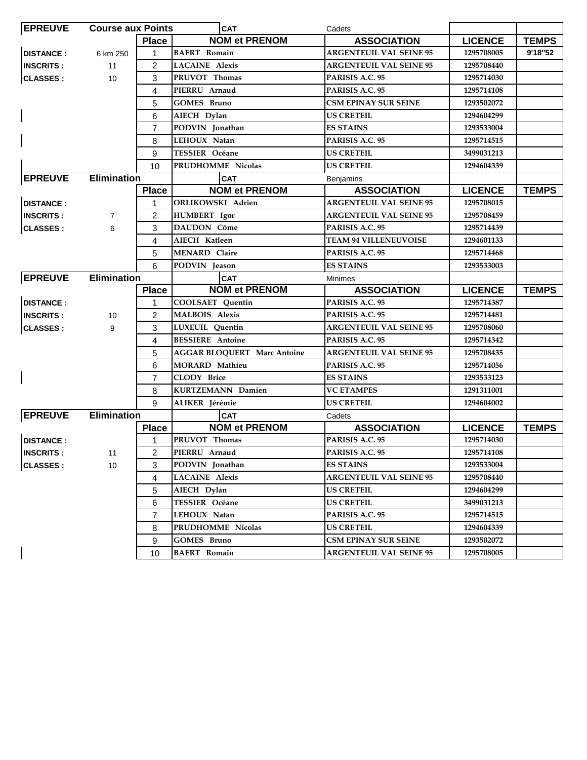| EPREUVE | Course aux Points | | CAT | Cadets | | |
|---|---|---|---|---|---|---|
| | | Place | NOM et PRENOM | ASSOCIATION | LICENCE | TEMPS |
| DISTANCE : | 6 km 250 | 1 | BAERT Romain | ARGENTEUIL VAL SEINE 95 | 1295708005 | 9'18''52 |
| INSCRITS : | 11 | 2 | LACAINE Alexis | ARGENTEUIL VAL SEINE 95 | 1295708440 | |
| CLASSES : | 10 | 3 | PRUVOT Thomas | PARISIS A.C. 95 | 1295714030 | |
| | | 4 | PIERRU Arnaud | PARISIS A.C. 95 | 1295714108 | |
| | | 5 | GOMES Bruno | CSM EPINAY SUR SEINE | 1293502072 | |
| | | 6 | AIECH Dylan | US CRETEIL | 1294604299 | |
| | | 7 | PODVIN Jonathan | ES STAINS | 1293533004 | |
| | | 8 | LEHOUX Natan | PARISIS A.C. 95 | 1295714515 | |
| | | 9 | TESSIER Océane | US CRETEIL | 3499031213 | |
| | | 10 | PRUDHOMME Nicolas | US CRETEIL | 1294604339 | |

| EPREUVE | Elimination | | CAT | Benjamins | | |
|---|---|---|---|---|---|---|
| | | Place | NOM et PRENOM | ASSOCIATION | LICENCE | TEMPS |
| DISTANCE : | | 1 | ORLIKOWSKI Adrien | ARGENTEUIL VAL SEINE 95 | 1295708015 | |
| INSCRITS : | 7 | 2 | HUMBERT Igor | ARGENTEUIL VAL SEINE 95 | 1295708459 | |
| CLASSES : | 6 | 3 | DAUDON Côme | PARISIS A.C. 95 | 1295714439 | |
| | | 4 | AIECH Katleen | TEAM 94 VILLENEUVOISE | 1294601133 | |
| | | 5 | MENARD Claire | PARISIS A.C. 95 | 1295714468 | |
| | | 6 | PODVIN Jeason | ES STAINS | 1293533003 | |

| EPREUVE | Elimination | | CAT | Minimes | | |
|---|---|---|---|---|---|---|
| | | Place | NOM et PRENOM | ASSOCIATION | LICENCE | TEMPS |
| DISTANCE : | | 1 | COOLSAET Quentin | PARISIS A.C. 95 | 1295714387 | |
| INSCRITS : | 10 | 2 | MALBOIS Alexis | PARISIS A.C. 95 | 1295714481 | |
| CLASSES : | 9 | 3 | LUXEUIL Quentin | ARGENTEUIL VAL SEINE 95 | 1295708060 | |
| | | 4 | BESSIERE Antoine | PARISIS A.C. 95 | 1295714342 | |
| | | 5 | AGGAR BLOQUERT Marc Antoine | ARGENTEUIL VAL SEINE 95 | 1295708435 | |
| | | 6 | MORARD Mathieu | PARISIS A.C. 95 | 1295714056 | |
| | | 7 | CLODY Brice | ES STAINS | 1293533123 | |
| | | 8 | KURTZEMANN Damien | VC ETAMPES | 1291311001 | |
| | | 9 | ALIKER Jérémie | US CRETEIL | 1294604002 | |

| EPREUVE | Elimination | | CAT | Cadets | | |
|---|---|---|---|---|---|---|
| | | Place | NOM et PRENOM | ASSOCIATION | LICENCE | TEMPS |
| DISTANCE : | | 1 | PRUVOT Thomas | PARISIS A.C. 95 | 1295714030 | |
| INSCRITS : | 11 | 2 | PIERRU Arnaud | PARISIS A.C. 95 | 1295714108 | |
| CLASSES : | 10 | 3 | PODVIN Jonathan | ES STAINS | 1293533004 | |
| | | 4 | LACAINE Alexis | ARGENTEUIL VAL SEINE 95 | 1295708440 | |
| | | 5 | AIECH Dylan | US CRETEIL | 1294604299 | |
| | | 6 | TESSIER Océane | US CRETEIL | 3499031213 | |
| | | 7 | LEHOUX Natan | PARISIS A.C. 95 | 1295714515 | |
| | | 8 | PRUDHOMME Nicolas | US CRETEIL | 1294604339 | |
| | | 9 | GOMES Bruno | CSM EPINAY SUR SEINE | 1293502072 | |
| | | 10 | BAERT Romain | ARGENTEUIL VAL SEINE 95 | 1295708005 | |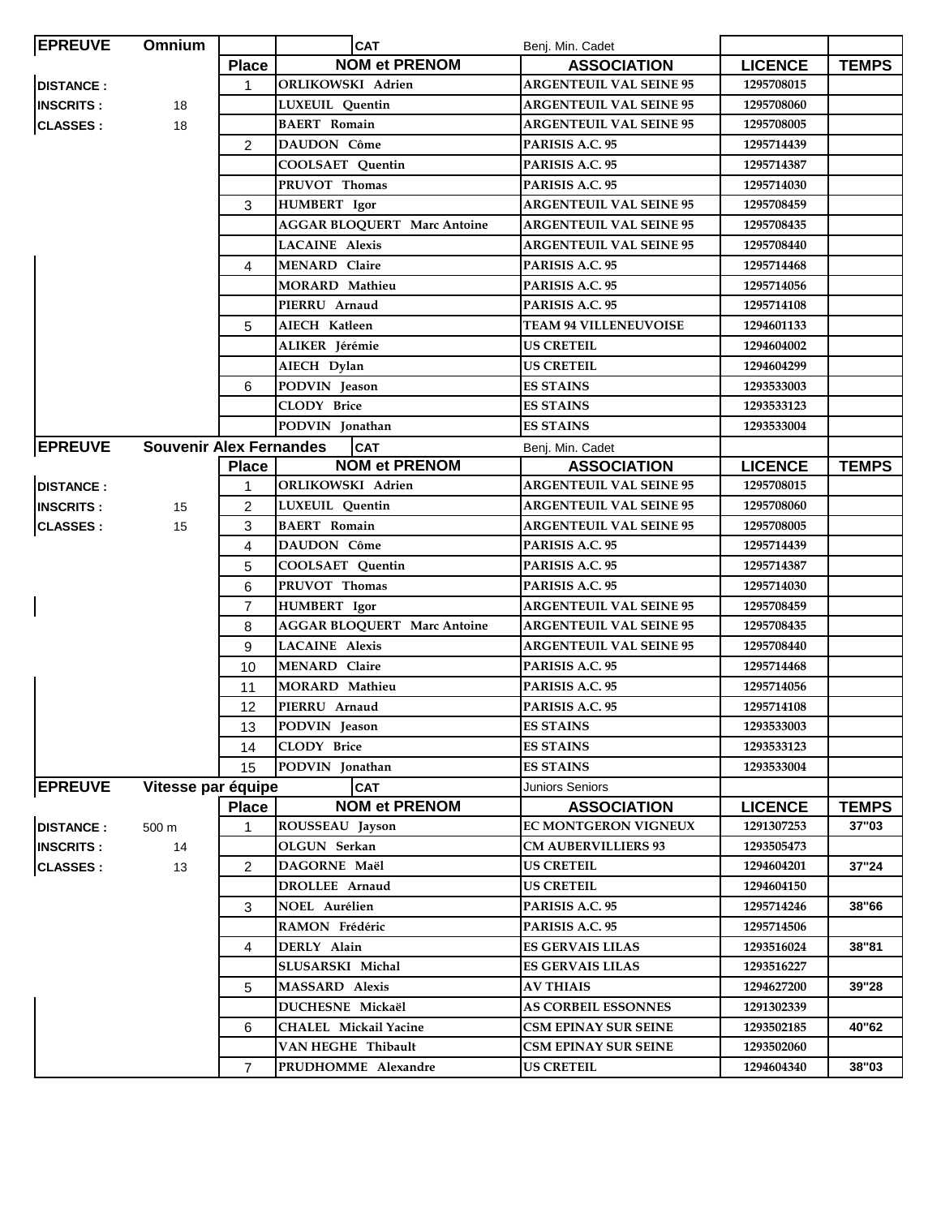| EPREUVE | Omnium | | | CAT | Benj. Min. Cadet | | |
|---|---|---|---|---|---|---|---|
| | | Place | NOM et PRENOM | | ASSOCIATION | LICENCE | TEMPS |
| DISTANCE : | | 1 | ORLIKOWSKI Adrien | | ARGENTEUIL VAL SEINE 95 | 1295708015 | |
| INSCRITS : | 18 | | LUXEUIL Quentin | | ARGENTEUIL VAL SEINE 95 | 1295708060 | |
| CLASSES : | 18 | | BAERT Romain | | ARGENTEUIL VAL SEINE 95 | 1295708005 | |
| | | 2 | DAUDON Côme | | PARISIS A.C. 95 | 1295714439 | |
| | | | COOLSAET Quentin | | PARISIS A.C. 95 | 1295714387 | |
| | | | PRUVOT Thomas | | PARISIS A.C. 95 | 1295714030 | |
| | | 3 | HUMBERT Igor | | ARGENTEUIL VAL SEINE 95 | 1295708459 | |
| | | | AGGAR BLOQUERT Marc Antoine | | ARGENTEUIL VAL SEINE 95 | 1295708435 | |
| | | | LACAINE Alexis | | ARGENTEUIL VAL SEINE 95 | 1295708440 | |
| | | 4 | MENARD Claire | | PARISIS A.C. 95 | 1295714468 | |
| | | | MORARD Mathieu | | PARISIS A.C. 95 | 1295714056 | |
| | | | PIERRU Arnaud | | PARISIS A.C. 95 | 1295714108 | |
| | | 5 | AIECH Katleen | | TEAM 94 VILLENEUVOISE | 1294601133 | |
| | | | ALIKER Jérémie | | US CRETEIL | 1294604002 | |
| | | | AIECH Dylan | | US CRETEIL | 1294604299 | |
| | | 6 | PODVIN Jeason | | ES STAINS | 1293533003 | |
| | | | CLODY Brice | | ES STAINS | 1293533123 | |
| | | | PODVIN Jonathan | | ES STAINS | 1293533004 | |

| EPREUVE | Souvenir Alex Fernandes | | | CAT | Benj. Min. Cadet | | |
|---|---|---|---|---|---|---|---|
| | | Place | NOM et PRENOM | | ASSOCIATION | LICENCE | TEMPS |
| DISTANCE : | | 1 | ORLIKOWSKI Adrien | | ARGENTEUIL VAL SEINE 95 | 1295708015 | |
| INSCRITS : | 15 | 2 | LUXEUIL Quentin | | ARGENTEUIL VAL SEINE 95 | 1295708060 | |
| CLASSES : | 15 | 3 | BAERT Romain | | ARGENTEUIL VAL SEINE 95 | 1295708005 | |
| | | 4 | DAUDON Côme | | PARISIS A.C. 95 | 1295714439 | |
| | | 5 | COOLSAET Quentin | | PARISIS A.C. 95 | 1295714387 | |
| | | 6 | PRUVOT Thomas | | PARISIS A.C. 95 | 1295714030 | |
| | | 7 | HUMBERT Igor | | ARGENTEUIL VAL SEINE 95 | 1295708459 | |
| | | 8 | AGGAR BLOQUERT Marc Antoine | | ARGENTEUIL VAL SEINE 95 | 1295708435 | |
| | | 9 | LACAINE Alexis | | ARGENTEUIL VAL SEINE 95 | 1295708440 | |
| | | 10 | MENARD Claire | | PARISIS A.C. 95 | 1295714468 | |
| | | 11 | MORARD Mathieu | | PARISIS A.C. 95 | 1295714056 | |
| | | 12 | PIERRU Arnaud | | PARISIS A.C. 95 | 1295714108 | |
| | | 13 | PODVIN Jeason | | ES STAINS | 1293533003 | |
| | | 14 | CLODY Brice | | ES STAINS | 1293533123 | |
| | | 15 | PODVIN Jonathan | | ES STAINS | 1293533004 | |

| EPREUVE | Vitesse par équipe | | | CAT | Juniors Seniors | | |
|---|---|---|---|---|---|---|---|
| | | Place | NOM et PRENOM | | ASSOCIATION | LICENCE | TEMPS |
| DISTANCE : | 500 m | 1 | ROUSSEAU Jayson | | EC MONTGERON VIGNEUX | 1291307253 | 37"03 |
| INSCRITS : | 14 | | OLGUN Serkan | | CM AUBERVILLIERS 93 | 1293505473 | |
| CLASSES : | 13 | 2 | DAGORNE Maël | | US CRETEIL | 1294604201 | 37"24 |
| | | | DROLLEE Arnaud | | US CRETEIL | 1294604150 | |
| | | 3 | NOEL Aurélien | | PARISIS A.C. 95 | 1295714246 | 38"66 |
| | | | RAMON Frédéric | | PARISIS A.C. 95 | 1295714506 | |
| | | 4 | DERLY Alain | | ES GERVAIS LILAS | 1293516024 | 38"81 |
| | | | SLUSARSKI Michal | | ES GERVAIS LILAS | 1293516227 | |
| | | 5 | MASSARD Alexis | | AV THIAIS | 1294627200 | 39"28 |
| | | | DUCHESNE Mickaël | | AS CORBEIL ESSONNES | 1291302339 | |
| | | 6 | CHALEL Mickail Yacine | | CSM EPINAY SUR SEINE | 1293502185 | 40"62 |
| | | | VAN HEGHE Thibault | | CSM EPINAY SUR SEINE | 1293502060 | |
| | | 7 | PRUDHOMME Alexandre | | US CRETEIL | 1294604340 | 38"03 |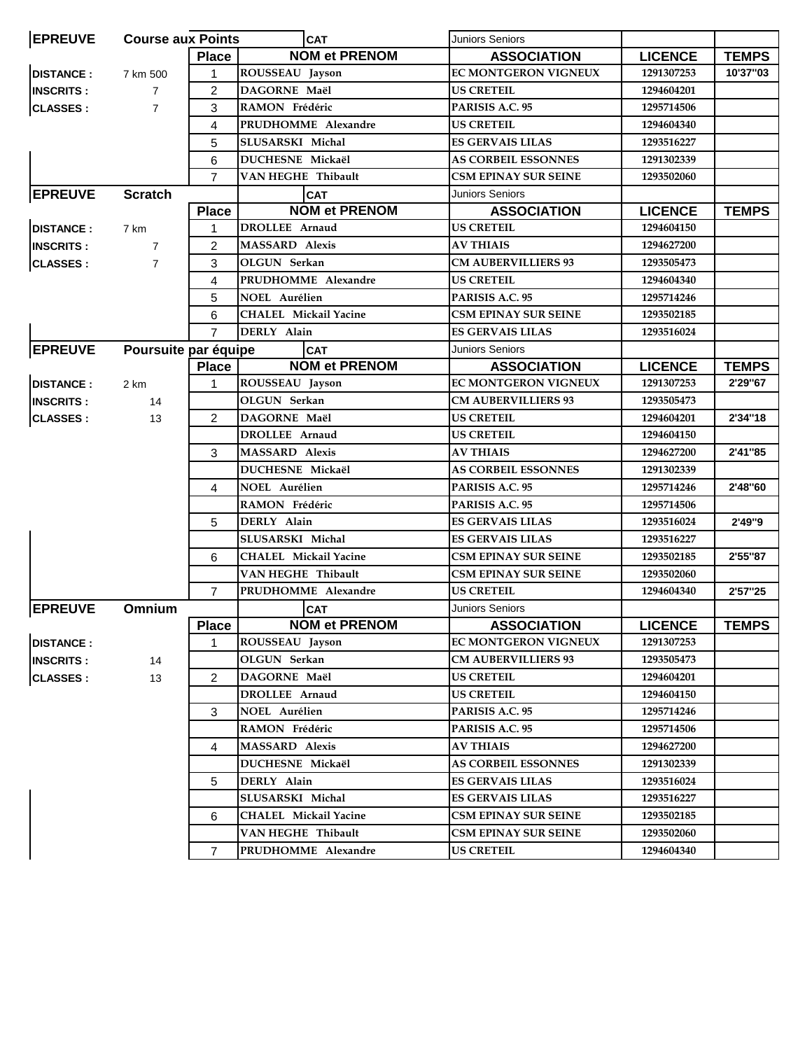| EPREUVE | Course aux Points | | CAT | Juniors Seniors | | |
|---|---|---|---|---|---|---|
| | | **Place** | **NOM et PRENOM** | **ASSOCIATION** | **LICENCE** | **TEMPS** |
| **DISTANCE :** | 7 km 500 | 1 | ROUSSEAU Jayson | EC MONTGERON VIGNEUX | 1291307253 | 10'37''03 |
| **INSCRITS :** | 7 | 2 | DAGORNE Maël | US CRETEIL | 1294604201 | |
| **CLASSES :** | 7 | 3 | RAMON Frédéric | PARISIS A.C. 95 | 1295714506 | |
| | | 4 | PRUDHOMME Alexandre | US CRETEIL | 1294604340 | |
| | | 5 | SLUSARSKI Michal | ES GERVAIS LILAS | 1293516227 | |
| | | 6 | DUCHESNE Mickaël | AS CORBEIL ESSONNES | 1291302339 | |
| | | 7 | VAN HEGHE Thibault | CSM EPINAY SUR SEINE | 1293502060 | |

| EPREUVE | Scratch | | CAT | Juniors Seniors | | |
|---|---|---|---|---|---|---|
| | | **Place** | **NOM et PRENOM** | **ASSOCIATION** | **LICENCE** | **TEMPS** |
| **DISTANCE :** | 7 km | 1 | DROLLEE Arnaud | US CRETEIL | 1294604150 | |
| **INSCRITS :** | 7 | 2 | MASSARD Alexis | AV THIAIS | 1294627200 | |
| **CLASSES :** | 7 | 3 | OLGUN Serkan | CM AUBERVILLIERS 93 | 1293505473 | |
| | | 4 | PRUDHOMME Alexandre | US CRETEIL | 1294604340 | |
| | | 5 | NOEL Aurélien | PARISIS A.C. 95 | 1295714246 | |
| | | 6 | CHALEL Mickail Yacine | CSM EPINAY SUR SEINE | 1293502185 | |
| | | 7 | DERLY Alain | ES GERVAIS LILAS | 1293516024 | |

| EPREUVE | Poursuite par équipe | | CAT | Juniors Seniors | | |
|---|---|---|---|---|---|---|
| | | **Place** | **NOM et PRENOM** | **ASSOCIATION** | **LICENCE** | **TEMPS** |
| **DISTANCE :** | 2 km | 1 | ROUSSEAU Jayson | EC MONTGERON VIGNEUX | 1291307253 | 2'29''67 |
| **INSCRITS :** | 14 | | OLGUN Serkan | CM AUBERVILLIERS 93 | 1293505473 | |
| **CLASSES :** | 13 | 2 | DAGORNE Maël | US CRETEIL | 1294604201 | 2'34''18 |
| | | | DROLLEE Arnaud | US CRETEIL | 1294604150 | |
| | | 3 | MASSARD Alexis | AV THIAIS | 1294627200 | 2'41''85 |
| | | | DUCHESNE Mickaël | AS CORBEIL ESSONNES | 1291302339 | |
| | | 4 | NOEL Aurélien | PARISIS A.C. 95 | 1295714246 | 2'48''60 |
| | | | RAMON Frédéric | PARISIS A.C. 95 | 1295714506 | |
| | | 5 | DERLY Alain | ES GERVAIS LILAS | 1293516024 | 2'49''9 |
| | | | SLUSARSKI Michal | ES GERVAIS LILAS | 1293516227 | |
| | | 6 | CHALEL Mickail Yacine | CSM EPINAY SUR SEINE | 1293502185 | 2'55''87 |
| | | | VAN HEGHE Thibault | CSM EPINAY SUR SEINE | 1293502060 | |
| | | 7 | PRUDHOMME Alexandre | US CRETEIL | 1294604340 | 2'57''25 |

| EPREUVE | Omnium | | CAT | Juniors Seniors | | |
|---|---|---|---|---|---|---|
| | | **Place** | **NOM et PRENOM** | **ASSOCIATION** | **LICENCE** | **TEMPS** |
| **DISTANCE :** | | 1 | ROUSSEAU Jayson | EC MONTGERON VIGNEUX | 1291307253 | |
| **INSCRITS :** | 14 | | OLGUN Serkan | CM AUBERVILLIERS 93 | 1293505473 | |
| **CLASSES :** | 13 | 2 | DAGORNE Maël | US CRETEIL | 1294604201 | |
| | | | DROLLEE Arnaud | US CRETEIL | 1294604150 | |
| | | 3 | NOEL Aurélien | PARISIS A.C. 95 | 1295714246 | |
| | | | RAMON Frédéric | PARISIS A.C. 95 | 1295714506 | |
| | | 4 | MASSARD Alexis | AV THIAIS | 1294627200 | |
| | | | DUCHESNE Mickaël | AS CORBEIL ESSONNES | 1291302339 | |
| | | 5 | DERLY Alain | ES GERVAIS LILAS | 1293516024 | |
| | | | SLUSARSKI Michal | ES GERVAIS LILAS | 1293516227 | |
| | | 6 | CHALEL Mickail Yacine | CSM EPINAY SUR SEINE | 1293502185 | |
| | | | VAN HEGHE Thibault | CSM EPINAY SUR SEINE | 1293502060 | |
| | | 7 | PRUDHOMME Alexandre | US CRETEIL | 1294604340 | |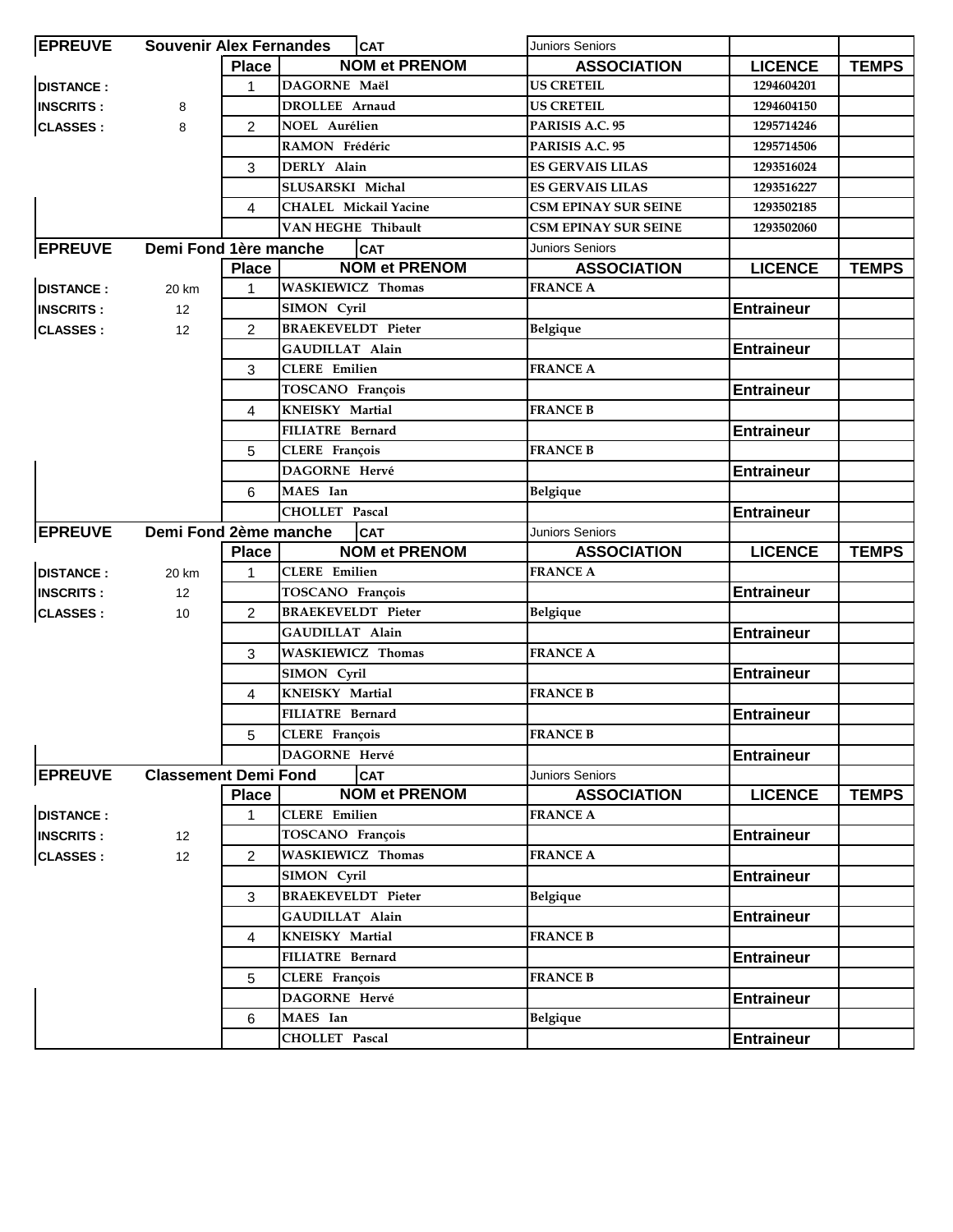| EPREUVE | Souvenir Alex Fernandes | | CAT | Juniors Seniors | | |
|---|---|---|---|---|---|---|
| | | Place | NOM et PRENOM | ASSOCIATION | LICENCE | TEMPS |
| DISTANCE : | | 1 | DAGORNE Maël | US CRETEIL | 1294604201 | |
| INSCRITS : | 8 | | DROLLEE Arnaud | US CRETEIL | 1294604150 | |
| CLASSES : | 8 | 2 | NOEL Aurélien | PARISIS A.C. 95 | 1295714246 | |
| | | | RAMON Frédéric | PARISIS A.C. 95 | 1295714506 | |
| | | 3 | DERLY Alain | ES GERVAIS LILAS | 1293516024 | |
| | | | SLUSARSKI Michal | ES GERVAIS LILAS | 1293516227 | |
| | | 4 | CHALEL Mickail Yacine | CSM EPINAY SUR SEINE | 1293502185 | |
| | | | VAN HEGHE Thibault | CSM EPINAY SUR SEINE | 1293502060 | |

| EPREUVE | Demi Fond 1ère manche | | CAT | Juniors Seniors | | |
|---|---|---|---|---|---|---|
| | | Place | NOM et PRENOM | ASSOCIATION | LICENCE | TEMPS |
| DISTANCE : | 20 km | 1 | WASKIEWICZ Thomas | FRANCE A | | |
| INSCRITS : | 12 | | SIMON Cyril | | Entraineur | |
| CLASSES : | 12 | 2 | BRAEKEVELDT Pieter | Belgique | | |
| | | | GAUDILLAT Alain | | Entraineur | |
| | | 3 | CLERE Emilien | FRANCE A | | |
| | | | TOSCANO François | | Entraineur | |
| | | 4 | KNEISKY Martial | FRANCE B | | |
| | | | FILIATRE Bernard | | Entraineur | |
| | | 5 | CLERE François | FRANCE B | | |
| | | | DAGORNE Hervé | | Entraineur | |
| | | 6 | MAES Ian | Belgique | | |
| | | | CHOLLET Pascal | | Entraineur | |

| EPREUVE | Demi Fond 2ème manche | | CAT | Juniors Seniors | | |
|---|---|---|---|---|---|---|
| | | Place | NOM et PRENOM | ASSOCIATION | LICENCE | TEMPS |
| DISTANCE : | 20 km | 1 | CLERE Emilien | FRANCE A | | |
| INSCRITS : | 12 | | TOSCANO François | | Entraineur | |
| CLASSES : | 10 | 2 | BRAEKEVELDT Pieter | Belgique | | |
| | | | GAUDILLAT Alain | | Entraineur | |
| | | 3 | WASKIEWICZ Thomas | FRANCE A | | |
| | | | SIMON Cyril | | Entraineur | |
| | | 4 | KNEISKY Martial | FRANCE B | | |
| | | | FILIATRE Bernard | | Entraineur | |
| | | 5 | CLERE François | FRANCE B | | |
| | | | DAGORNE Hervé | | Entraineur | |

| EPREUVE | Classement Demi Fond | | CAT | Juniors Seniors | | |
|---|---|---|---|---|---|---|
| | | Place | NOM et PRENOM | ASSOCIATION | LICENCE | TEMPS |
| DISTANCE : | | 1 | CLERE Emilien | FRANCE A | | |
| INSCRITS : | 12 | | TOSCANO François | | Entraineur | |
| CLASSES : | 12 | 2 | WASKIEWICZ Thomas | FRANCE A | | |
| | | | SIMON Cyril | | Entraineur | |
| | | 3 | BRAEKEVELDT Pieter | Belgique | | |
| | | | GAUDILLAT Alain | | Entraineur | |
| | | 4 | KNEISKY Martial | FRANCE B | | |
| | | | FILIATRE Bernard | | Entraineur | |
| | | 5 | CLERE François | FRANCE B | | |
| | | | DAGORNE Hervé | | Entraineur | |
| | | 6 | MAES Ian | Belgique | | |
| | | | CHOLLET Pascal | | Entraineur | |